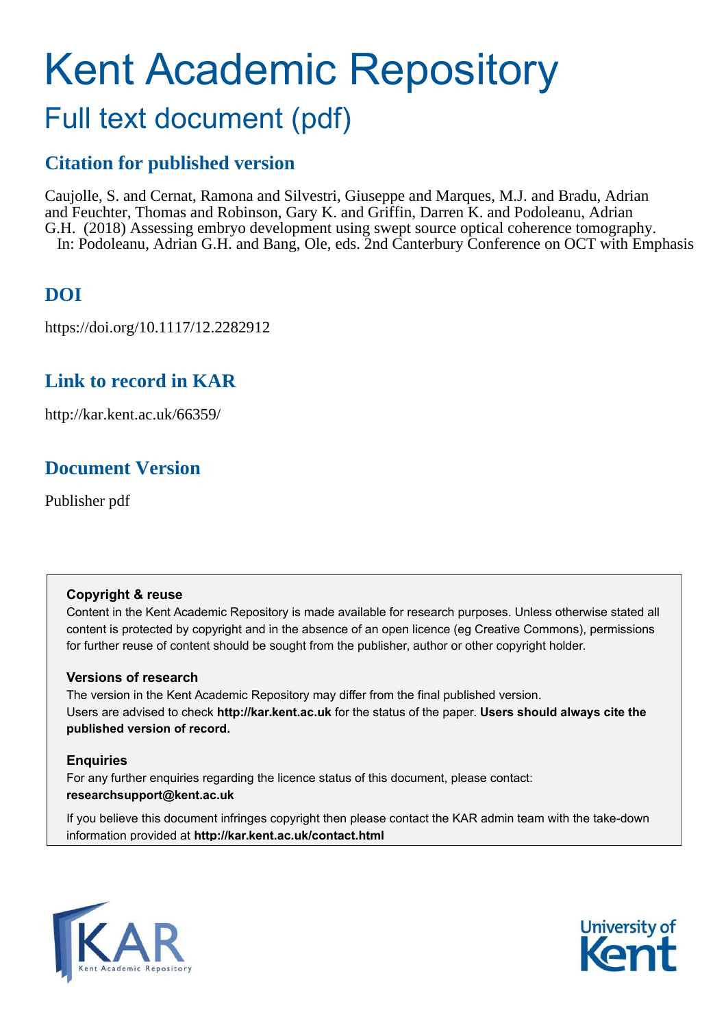# Kent Academic Repository

## Full text document (pdf)

## Citation for published version

Caujolle, S. and Cernat, Ramona and Silvestri, Giuseppe and Marques, M.J. and Bradu, Adrian and Feuchter, Thomas and Robinson, Gary K. and Griffin, Darren K. and Podoleanu, Adrian G.H. (2018) Assessing embryo development using swept source optical coherence tomography. In: Podoleanu, Adrian G.H. and Bang, Ole, eds. 2nd Canterbury Conference on OCT with Emphasis

## DOI

https://doi.org/10.1117/12.2282912

## Link to record in KAR

http://kar.kent.ac.uk/66359/

## Document Version

Publisher pdf

**Copyright & reuse**

Content in the Kent Academic Repository is made available for research purposes. Unless otherwise stated all content is protected by copyright and in the absence of an open licence (eg Creative Commons), permissions for further reuse of content should be sought from the publisher, author or other copyright holder.

**Versions of research**

The version in the Kent Academic Repository may differ from the final published version. Users are advised to check **http://kar.kent.ac.uk** for the status of the paper. **Users should always cite the published version of record.**

**Enquiries**

For any further enquiries regarding the licence status of this document, please contact: **researchsupport@kent.ac.uk**

If you believe this document infringes copyright then please contact the KAR admin team with the take-down information provided at **http://kar.kent.ac.uk/contact.html**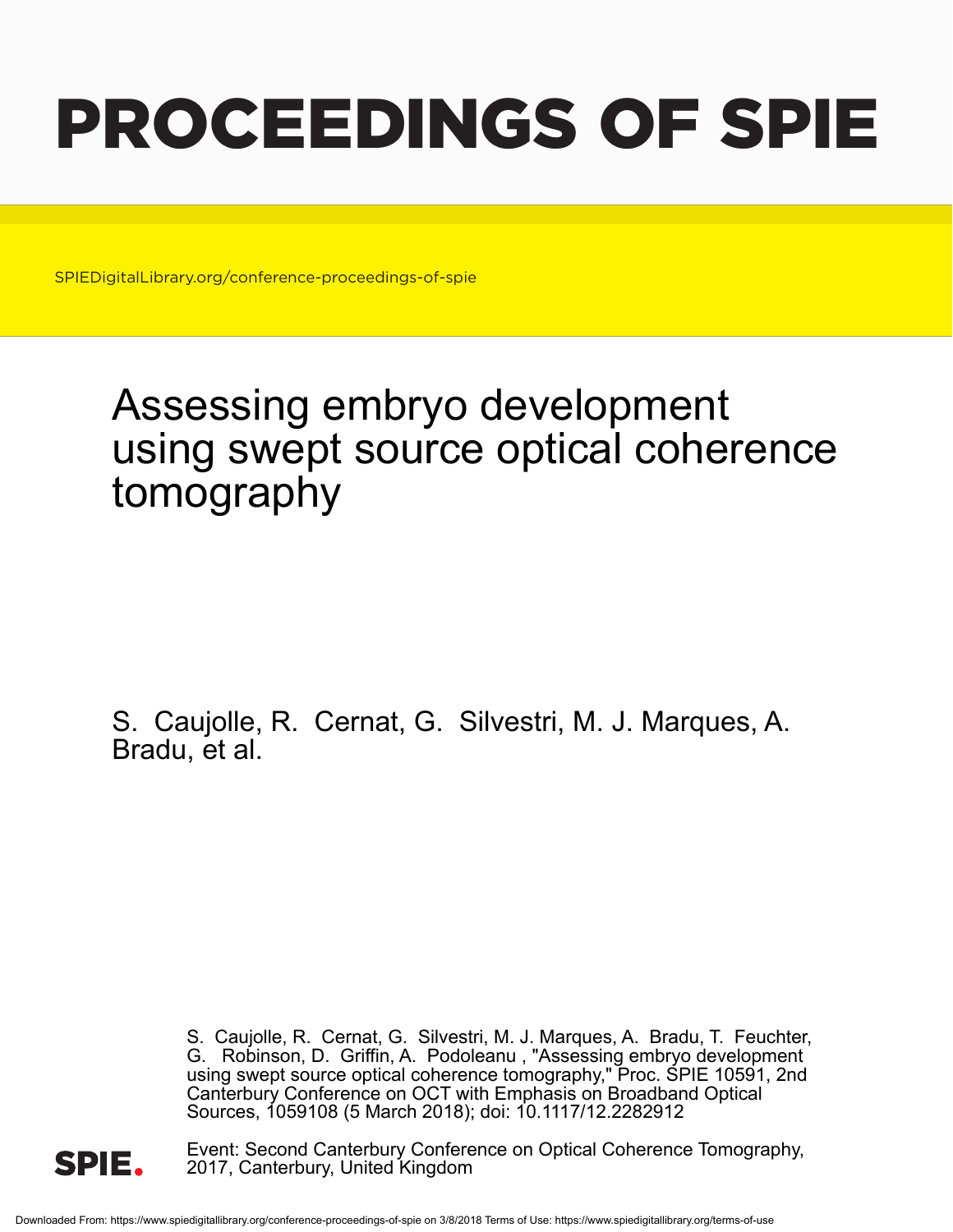# PROCEEDINGS OF SPIE

SPIEDigitalLibrary.org/conference-proceedings-of-spie

# Assessing embryo development using swept source optical coherence tomography

S. Caujolle, R. Cernat, G. Silvestri, M. J. Marques, A. Bradu, et al.

S. Caujolle, R. Cernat, G. Silvestri, M. J. Marques, A. Bradu, T. Feuchter, G. Robinson, D. Griffin, A. Podoleanu , "Assessing embryo development using swept source optical coherence tomography," Proc. SPIE 10591, 2nd Canterbury Conference on OCT with Emphasis on Broadband Optical Sources, 1059108 (5 March 2018); doi: 10.1117/12.2282912

Event: Second Canterbury Conference on Optical Coherence Tomography, 2017, Canterbury, United Kingdom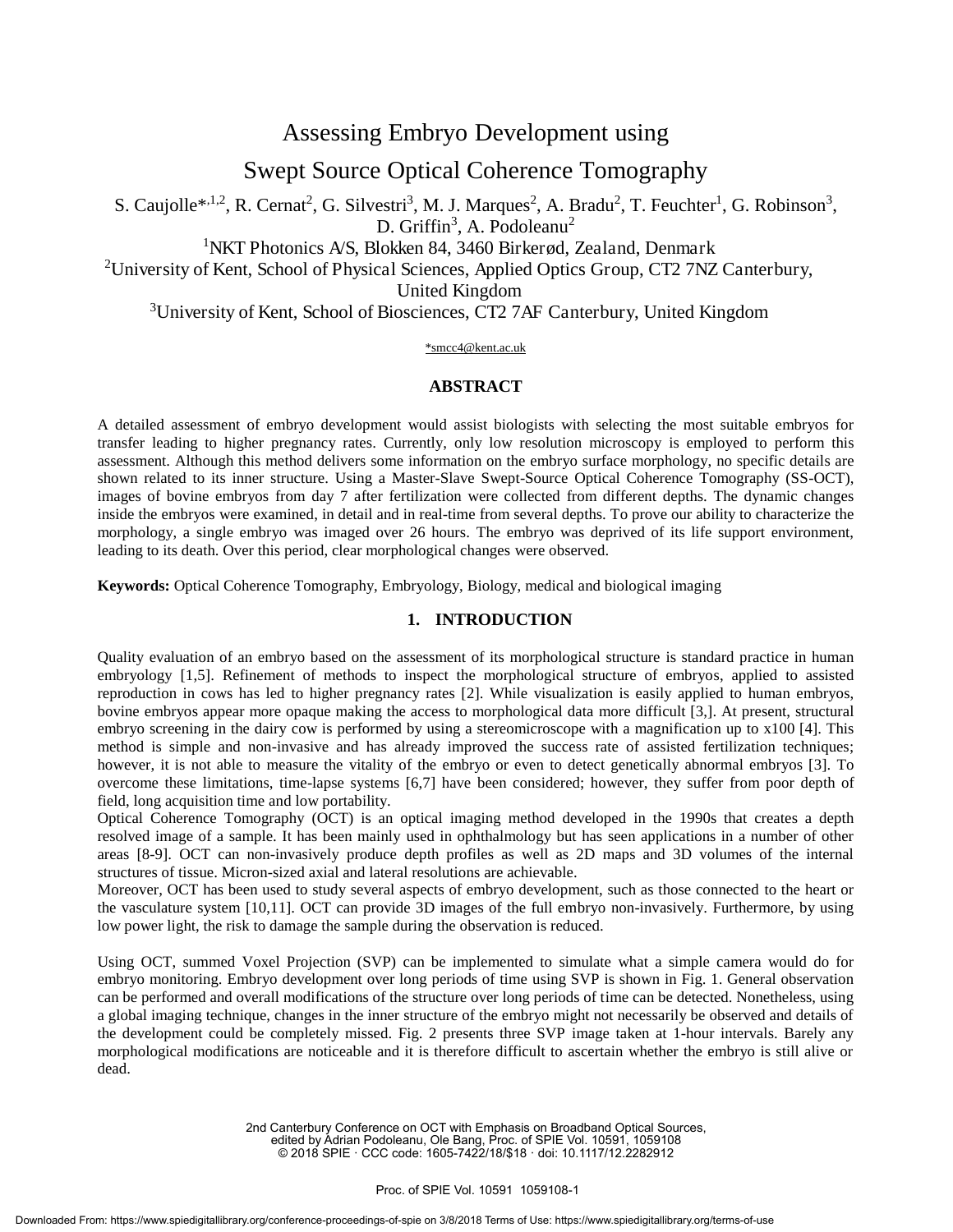# Assessing Embryo Development using Swept Source Optical Coherence Tomography

S. Caujolle*[,1,2], R. Cernat[2], G. Silvestri[3], M. J. Marques[2], A. Bradu[2], T. Feuchter[1], G. Robinson[3], D. Griffin[3], A. Podoleanu[2]

[1]NKT Photonics A/S, Blokken 84, 3460 Birkerød, Zealand, Denmark

[2]University of Kent, School of Physical Sciences, Applied Optics Group, CT2 7NZ Canterbury, United Kingdom

[3]University of Kent, School of Biosciences, CT2 7AF Canterbury, United Kingdom

*smcc4@kent.ac.uk

## ABSTRACT

A detailed assessment of embryo development would assist biologists with selecting the most suitable embryos for transfer leading to higher pregnancy rates. Currently, only low resolution microscopy is employed to perform this assessment. Although this method delivers some information on the embryo surface morphology, no specific details are shown related to its inner structure. Using a Master-Slave Swept-Source Optical Coherence Tomography (SS-OCT), images of bovine embryos from day 7 after fertilization were collected from different depths. The dynamic changes inside the embryos were examined, in detail and in real-time from several depths. To prove our ability to characterize the morphology, a single embryo was imaged over 26 hours. The embryo was deprived of its life support environment, leading to its death. Over this period, clear morphological changes were observed.

**Keywords:** Optical Coherence Tomography, Embryology, Biology, medical and biological imaging

## 1. INTRODUCTION

Quality evaluation of an embryo based on the assessment of its morphological structure is standard practice in human embryology [1,5]. Refinement of methods to inspect the morphological structure of embryos, applied to assisted reproduction in cows has led to higher pregnancy rates [2]. While visualization is easily applied to human embryos, bovine embryos appear more opaque making the access to morphological data more difficult [3,]. At present, structural embryo screening in the dairy cow is performed by using a stereomicroscope with a magnification up to x100 [4]. This method is simple and non-invasive and has already improved the success rate of assisted fertilization techniques; however, it is not able to measure the vitality of the embryo or even to detect genetically abnormal embryos [3]. To overcome these limitations, time-lapse systems [6,7] have been considered; however, they suffer from poor depth of field, long acquisition time and low portability.

Optical Coherence Tomography (OCT) is an optical imaging method developed in the 1990s that creates a depth resolved image of a sample. It has been mainly used in ophthalmology but has seen applications in a number of other areas [8-9]. OCT can non-invasively produce depth profiles as well as 2D maps and 3D volumes of the internal structures of tissue. Micron-sized axial and lateral resolutions are achievable.

Moreover, OCT has been used to study several aspects of embryo development, such as those connected to the heart or the vasculature system [10,11]. OCT can provide 3D images of the full embryo non-invasively. Furthermore, by using low power light, the risk to damage the sample during the observation is reduced.

Using OCT, summed Voxel Projection (SVP) can be implemented to simulate what a simple camera would do for embryo monitoring. Embryo development over long periods of time using SVP is shown in Fig. 1. General observation can be performed and overall modifications of the structure over long periods of time can be detected. Nonetheless, using a global imaging technique, changes in the inner structure of the embryo might not necessarily be observed and details of the development could be completely missed. Fig. 2 presents three SVP image taken at 1-hour intervals. Barely any morphological modifications are noticeable and it is therefore difficult to ascertain whether the embryo is still alive or dead.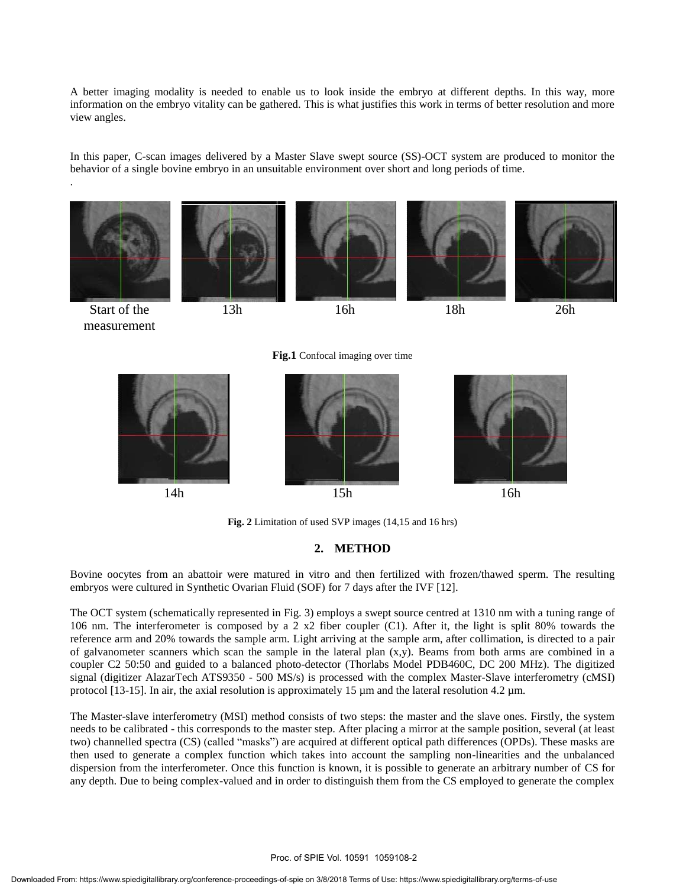A better imaging modality is needed to enable us to look inside the embryo at different depths. In this way, more information on the embryo vitality can be gathered. This is what justifies this work in terms of better resolution and more view angles.

In this paper, C-scan images delivered by a Master Slave swept source (SS)-OCT system are produced to monitor the behavior of a single bovine embryo in an unsuitable environment over short and long periods of time.

.

Start of the measurement 13h 16h 18h 26h

**Fig.1** Confocal imaging over time

14h 15h 16h

**Fig. 2** Limitation of used SVP images (14,15 and 16 hrs)

## 2. METHOD

Bovine oocytes from an abattoir were matured in vitro and then fertilized with frozen/thawed sperm. The resulting embryos were cultured in Synthetic Ovarian Fluid (SOF) for 7 days after the IVF [12].

The OCT system (schematically represented in Fig. 3) employs a swept source centred at 1310 nm with a tuning range of 106 nm. The interferometer is composed by a 2 x2 fiber coupler (C1). After it, the light is split 80% towards the reference arm and 20% towards the sample arm. Light arriving at the sample arm, after collimation, is directed to a pair of galvanometer scanners which scan the sample in the lateral plan (x,y). Beams from both arms are combined in a coupler C2 50:50 and guided to a balanced photo-detector (Thorlabs Model PDB460C, DC 200 MHz). The digitized signal (digitizer AlazarTech ATS9350 - 500 MS/s) is processed with the complex Master-Slave interferometry (cMSI) protocol [13-15]. In air, the axial resolution is approximately 15 µm and the lateral resolution 4.2 µm.

The Master-slave interferometry (MSI) method consists of two steps: the master and the slave ones. Firstly, the system needs to be calibrated - this corresponds to the master step. After placing a mirror at the sample position, several (at least two) channelled spectra (CS) (called "masks") are acquired at different optical path differences (OPDs). These masks are then used to generate a complex function which takes into account the sampling non-linearities and the unbalanced dispersion from the interferometer. Once this function is known, it is possible to generate an arbitrary number of CS for any depth. Due to being complex-valued and in order to distinguish them from the CS employed to generate the complex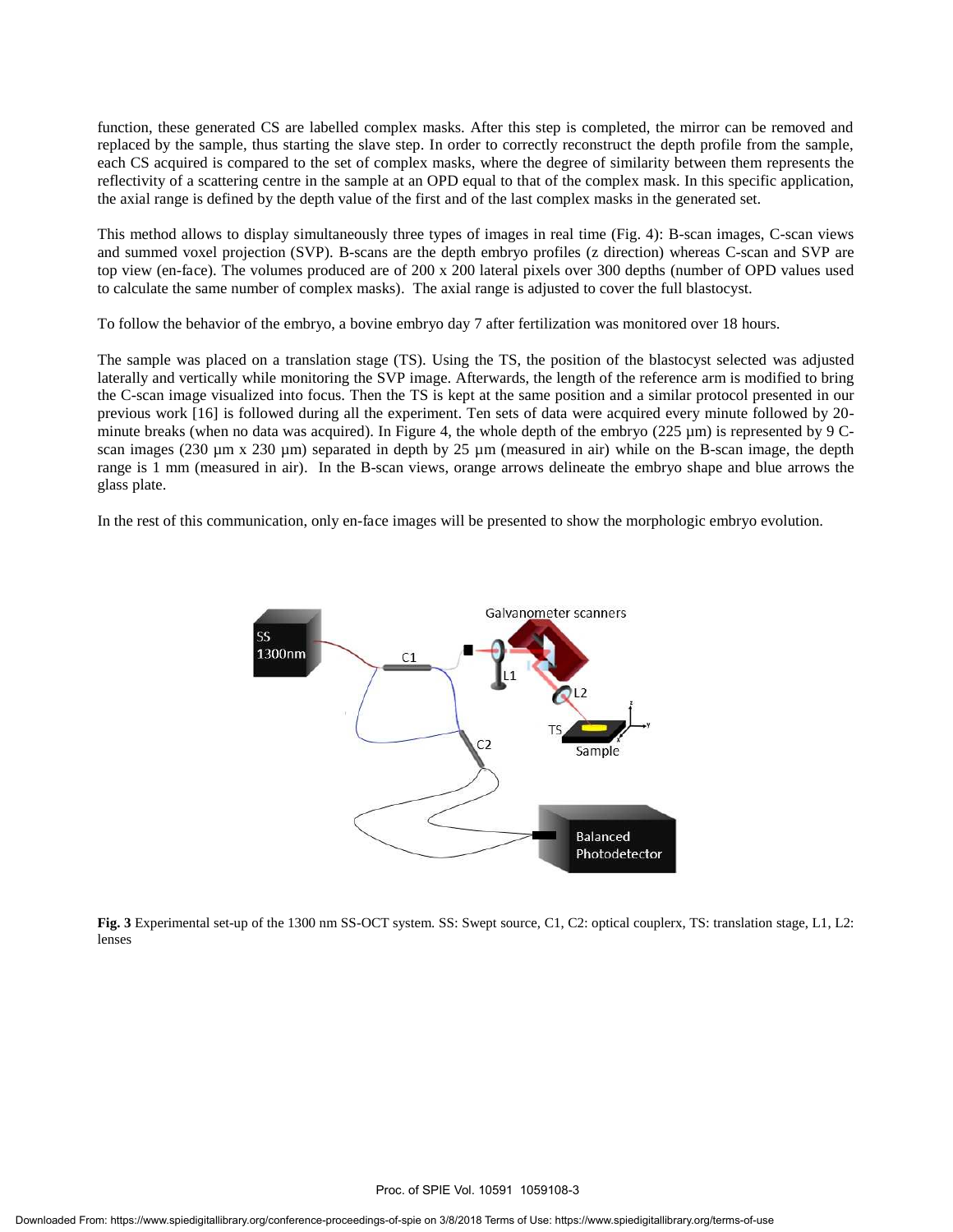function, these generated CS are labelled complex masks. After this step is completed, the mirror can be removed and replaced by the sample, thus starting the slave step. In order to correctly reconstruct the depth profile from the sample, each CS acquired is compared to the set of complex masks, where the degree of similarity between them represents the reflectivity of a scattering centre in the sample at an OPD equal to that of the complex mask. In this specific application, the axial range is defined by the depth value of the first and of the last complex masks in the generated set.

This method allows to display simultaneously three types of images in real time (Fig. 4): B-scan images, C-scan views and summed voxel projection (SVP). B-scans are the depth embryo profiles (z direction) whereas C-scan and SVP are top view (en-face). The volumes produced are of 200 x 200 lateral pixels over 300 depths (number of OPD values used to calculate the same number of complex masks). The axial range is adjusted to cover the full blastocyst.

To follow the behavior of the embryo, a bovine embryo day 7 after fertilization was monitored over 18 hours.

The sample was placed on a translation stage (TS). Using the TS, the position of the blastocyst selected was adjusted laterally and vertically while monitoring the SVP image. Afterwards, the length of the reference arm is modified to bring the C-scan image visualized into focus. Then the TS is kept at the same position and a similar protocol presented in our previous work [16] is followed during all the experiment. Ten sets of data were acquired every minute followed by 20-minute breaks (when no data was acquired). In Figure 4, the whole depth of the embryo (225 µm) is represented by 9 C-scan images (230 µm x 230 µm) separated in depth by 25 µm (measured in air) while on the B-scan image, the depth range is 1 mm (measured in air). In the B-scan views, orange arrows delineate the embryo shape and blue arrows the glass plate.

In the rest of this communication, only en-face images will be presented to show the morphologic embryo evolution.

**Fig. 3** Experimental set-up of the 1300 nm SS-OCT system. SS: Swept source, C1, C2: optical couplerx, TS: translation stage, L1, L2: lenses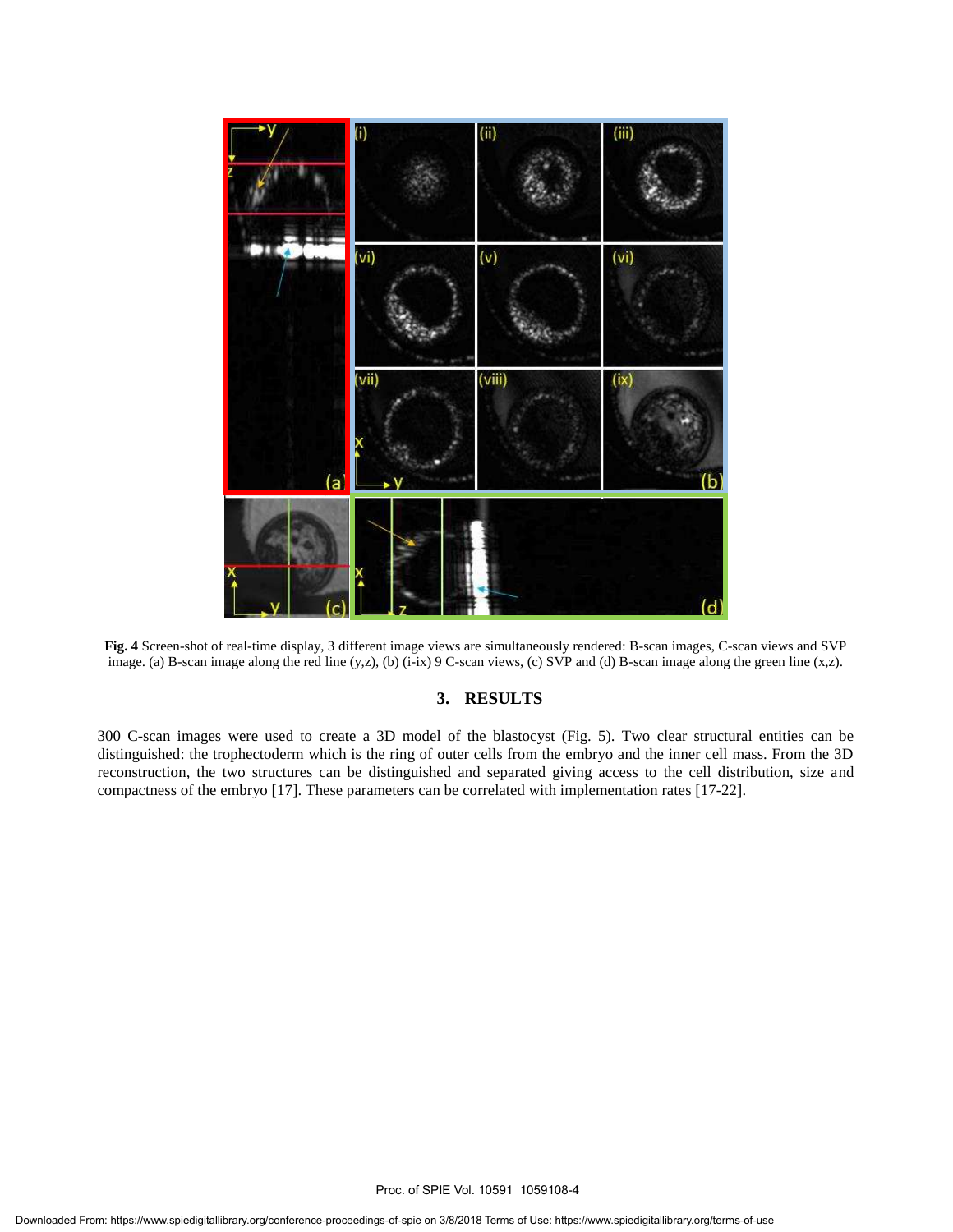**Fig. 4** Screen-shot of real-time display, 3 different image views are simultaneously rendered: B-scan images, C-scan views and SVP image. (a) B-scan image along the red line (y,z), (b) (i-ix) 9 C-scan views, (c) SVP and (d) B-scan image along the green line (x,z).

## 3. RESULTS

300 C-scan images were used to create a 3D model of the blastocyst (Fig. 5). Two clear structural entities can be distinguished: the trophectoderm which is the ring of outer cells from the embryo and the inner cell mass. From the 3D reconstruction, the two structures can be distinguished and separated giving access to the cell distribution, size and compactness of the embryo [17]. These parameters can be correlated with implementation rates [17-22].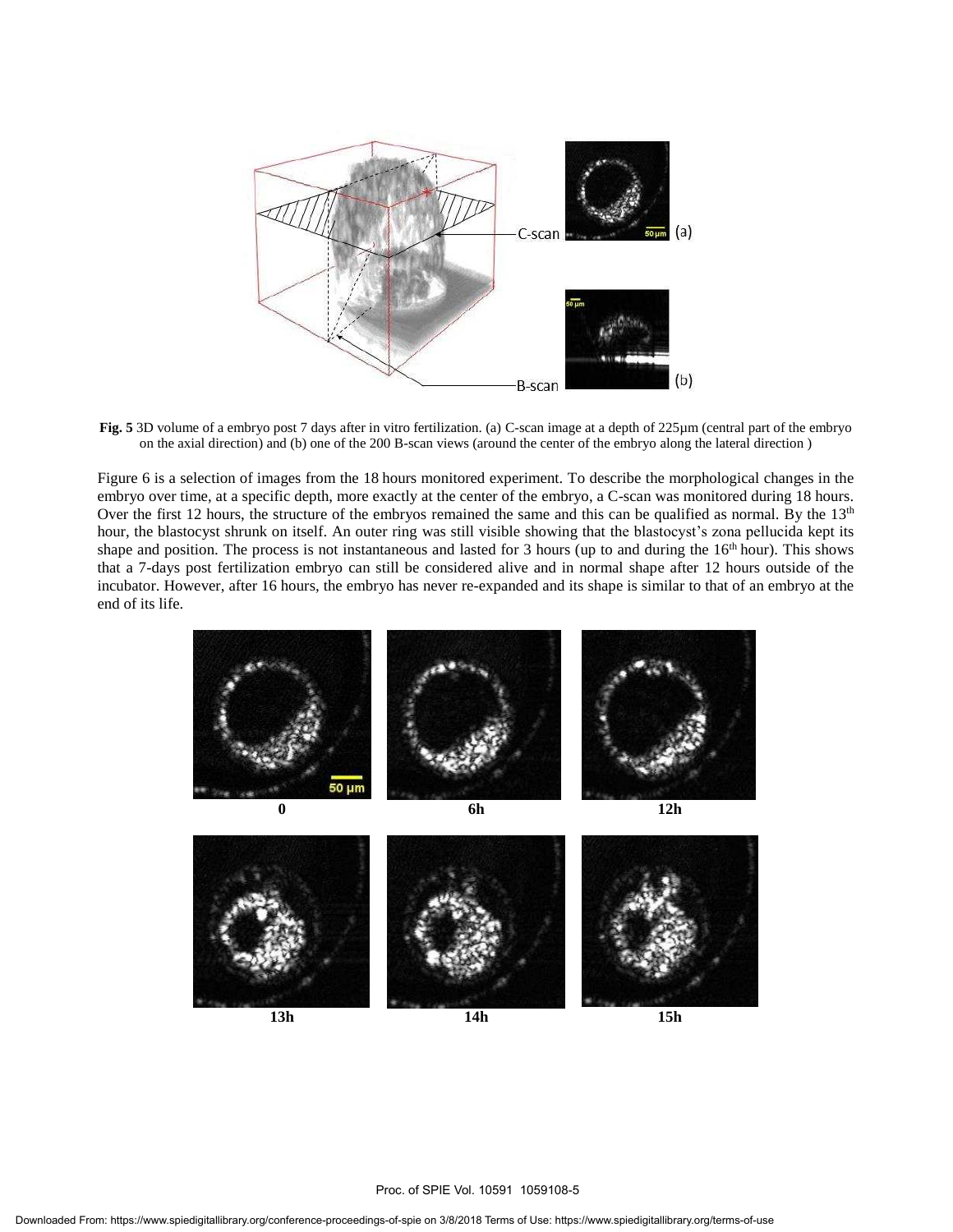**Fig. 5** 3D volume of a embryo post 7 days after in vitro fertilization. (a) C-scan image at a depth of 225µm (central part of the embryo on the axial direction) and (b) one of the 200 B-scan views (around the center of the embryo along the lateral direction )

Figure 6 is a selection of images from the 18 hours monitored experiment. To describe the morphological changes in the embryo over time, at a specific depth, more exactly at the center of the embryo, a C-scan was monitored during 18 hours. Over the first 12 hours, the structure of the embryos remained the same and this can be qualified as normal. By the 13th hour, the blastocyst shrunk on itself. An outer ring was still visible showing that the blastocyst's zona pellucida kept its shape and position. The process is not instantaneous and lasted for 3 hours (up to and during the 16th hour). This shows that a 7-days post fertilization embryo can still be considered alive and in normal shape after 12 hours outside of the incubator. However, after 16 hours, the embryo has never re-expanded and its shape is similar to that of an embryo at the end of its life.

0 6h 12h

13h 14h 15h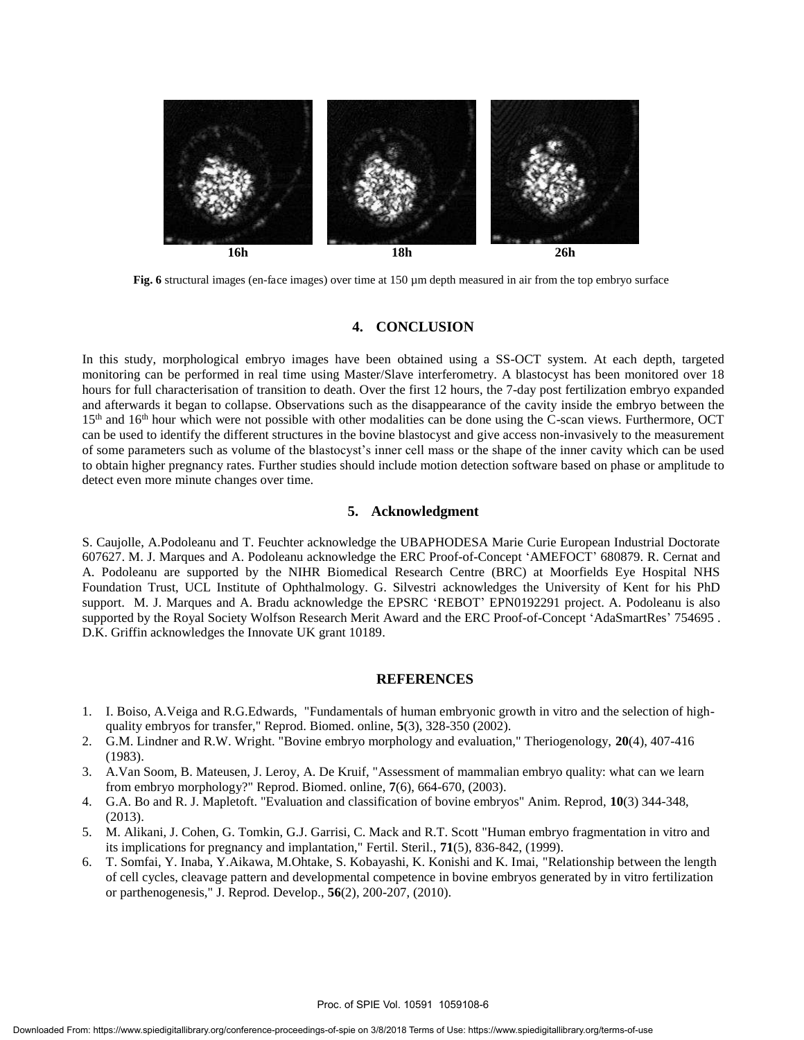16h 18h 26h

**Fig. 6** structural images (en-face images) over time at 150 µm depth measured in air from the top embryo surface

## 4. CONCLUSION

In this study, morphological embryo images have been obtained using a SS-OCT system. At each depth, targeted monitoring can be performed in real time using Master/Slave interferometry. A blastocyst has been monitored over 18 hours for full characterisation of transition to death. Over the first 12 hours, the 7-day post fertilization embryo expanded and afterwards it began to collapse. Observations such as the disappearance of the cavity inside the embryo between the 15th and 16th hour which were not possible with other modalities can be done using the C-scan views. Furthermore, OCT can be used to identify the different structures in the bovine blastocyst and give access non-invasively to the measurement of some parameters such as volume of the blastocyst's inner cell mass or the shape of the inner cavity which can be used to obtain higher pregnancy rates. Further studies should include motion detection software based on phase or amplitude to detect even more minute changes over time.

## 5. Acknowledgment

S. Caujolle, A.Podoleanu and T. Feuchter acknowledge the UBAPHODESA Marie Curie European Industrial Doctorate 607627. M. J. Marques and A. Podoleanu acknowledge the ERC Proof-of-Concept 'AMEFOCT' 680879. R. Cernat and A. Podoleanu are supported by the NIHR Biomedical Research Centre (BRC) at Moorfields Eye Hospital NHS Foundation Trust, UCL Institute of Ophthalmology. G. Silvestri acknowledges the University of Kent for his PhD support. M. J. Marques and A. Bradu acknowledge the EPSRC 'REBOT' EPN0192291 project. A. Podoleanu is also supported by the Royal Society Wolfson Research Merit Award and the ERC Proof-of-Concept 'AdaSmartRes' 754695 . D.K. Griffin acknowledges the Innovate UK grant 10189.

## REFERENCES

1. I. Boiso, A.Veiga and R.G.Edwards, "Fundamentals of human embryonic growth in vitro and the selection of high-quality embryos for transfer," Reprod. Biomed. online, **5**(3), 328-350 (2002).
2. G.M. Lindner and R.W. Wright. "Bovine embryo morphology and evaluation," Theriogenology, **20**(4), 407-416 (1983).
3. A.Van Soom, B. Mateusen, J. Leroy, A. De Kruif, "Assessment of mammalian embryo quality: what can we learn from embryo morphology?" Reprod. Biomed. online, **7**(6), 664-670, (2003).
4. G.A. Bo and R. J. Mapletoft. "Evaluation and classification of bovine embryos" Anim. Reprod, **10**(3) 344-348, (2013).
5. M. Alikani, J. Cohen, G. Tomkin, G.J. Garrisi, C. Mack and R.T. Scott "Human embryo fragmentation in vitro and its implications for pregnancy and implantation," Fertil. Steril., **71**(5), 836-842, (1999).
6. T. Somfai, Y. Inaba, Y.Aikawa, M.Ohtake, S. Kobayashi, K. Konishi and K. Imai, "Relationship between the length of cell cycles, cleavage pattern and developmental competence in bovine embryos generated by in vitro fertilization or parthenogenesis," J. Reprod. Develop., **56**(2), 200-207, (2010).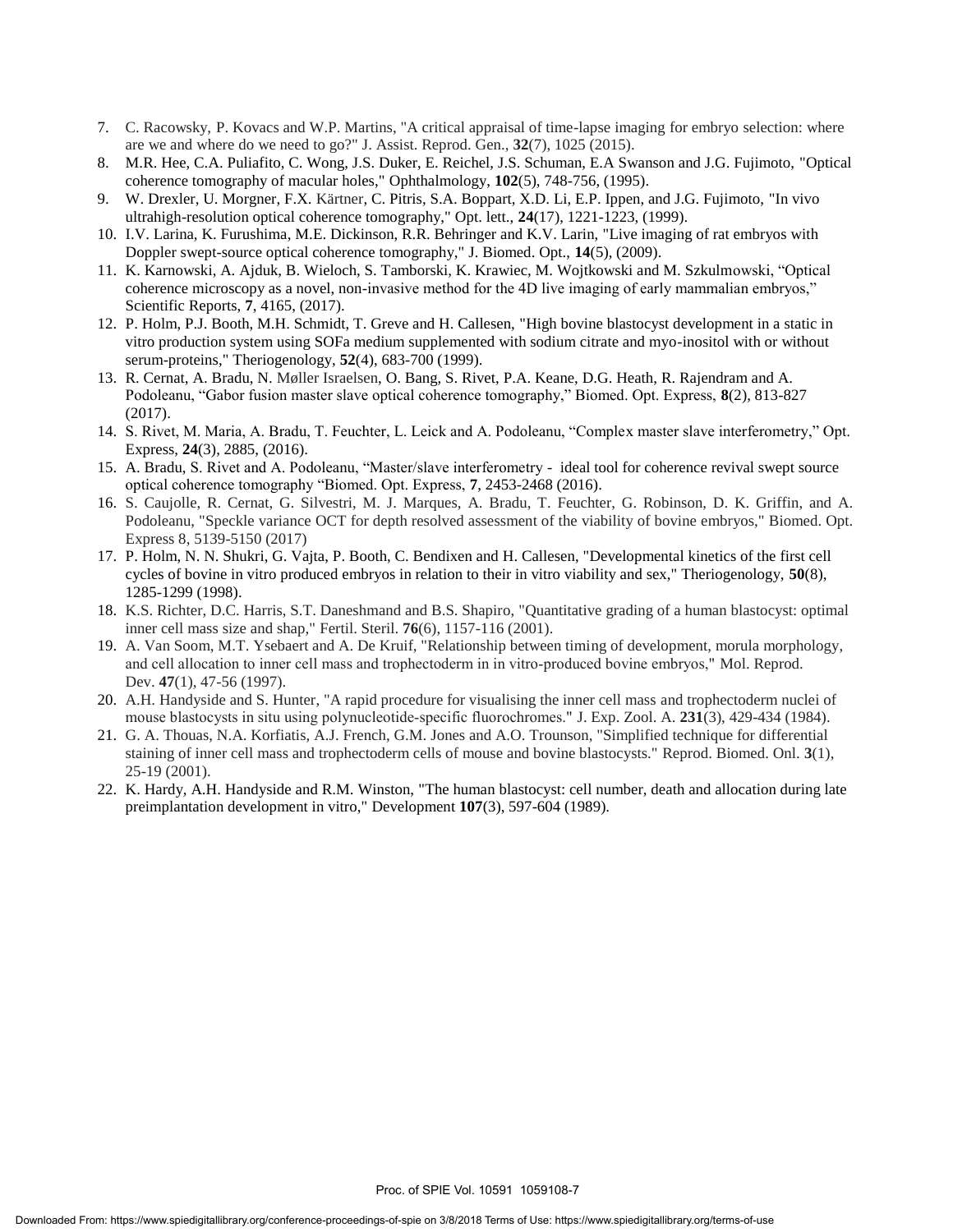7. C. Racowsky, P. Kovacs and W.P. Martins, "A critical appraisal of time-lapse imaging for embryo selection: where are we and where do we need to go?" J. Assist. Reprod. Gen., **32**(7), 1025 (2015).
8. M.R. Hee, C.A. Puliafito, C. Wong, J.S. Duker, E. Reichel, J.S. Schuman, E.A Swanson and J.G. Fujimoto, "Optical coherence tomography of macular holes," Ophthalmology, **102**(5), 748-756, (1995).
9. W. Drexler, U. Morgner, F.X. Kärtner, C. Pitris, S.A. Boppart, X.D. Li, E.P. Ippen, and J.G. Fujimoto, "In vivo ultrahigh-resolution optical coherence tomography," Opt. lett., **24**(17), 1221-1223, (1999).
10. I.V. Larina, K. Furushima, M.E. Dickinson, R.R. Behringer and K.V. Larin, "Live imaging of rat embryos with Doppler swept-source optical coherence tomography," J. Biomed. Opt., **14**(5), (2009).
11. K. Karnowski, A. Ajduk, B. Wieloch, S. Tamborski, K. Krawiec, M. Wojtkowski and M. Szkulmowski, "Optical coherence microscopy as a novel, non-invasive method for the 4D live imaging of early mammalian embryos," Scientific Reports, **7**, 4165, (2017).
12. P. Holm, P.J. Booth, M.H. Schmidt, T. Greve and H. Callesen, "High bovine blastocyst development in a static in vitro production system using SOFa medium supplemented with sodium citrate and myo-inositol with or without serum-proteins," Theriogenology, **52**(4), 683-700 (1999).
13. R. Cernat, A. Bradu, N. Møller Israelsen, O. Bang, S. Rivet, P.A. Keane, D.G. Heath, R. Rajendram and A. Podoleanu, "Gabor fusion master slave optical coherence tomography," Biomed. Opt. Express, **8**(2), 813-827 (2017).
14. S. Rivet, M. Maria, A. Bradu, T. Feuchter, L. Leick and A. Podoleanu, "Complex master slave interferometry," Opt. Express, **24**(3), 2885, (2016).
15. A. Bradu, S. Rivet and A. Podoleanu, "Master/slave interferometry - ideal tool for coherence revival swept source optical coherence tomography "Biomed. Opt. Express, **7**, 2453-2468 (2016).
16. S. Caujolle, R. Cernat, G. Silvestri, M. J. Marques, A. Bradu, T. Feuchter, G. Robinson, D. K. Griffin, and A. Podoleanu, "Speckle variance OCT for depth resolved assessment of the viability of bovine embryos," Biomed. Opt. Express 8, 5139-5150 (2017)
17. P. Holm, N. N. Shukri, G. Vajta, P. Booth, C. Bendixen and H. Callesen, "Developmental kinetics of the first cell cycles of bovine in vitro produced embryos in relation to their in vitro viability and sex," Theriogenology, **50**(8), 1285-1299 (1998).
18. K.S. Richter, D.C. Harris, S.T. Daneshmand and B.S. Shapiro, "Quantitative grading of a human blastocyst: optimal inner cell mass size and shap," Fertil. Steril. **76**(6), 1157-116 (2001).
19. A. Van Soom, M.T. Ysebaert and A. De Kruif, "Relationship between timing of development, morula morphology, and cell allocation to inner cell mass and trophectoderm in in vitro-produced bovine embryos," Mol. Reprod. Dev. **47**(1), 47-56 (1997).
20. A.H. Handyside and S. Hunter, "A rapid procedure for visualising the inner cell mass and trophectoderm nuclei of mouse blastocysts in situ using polynucleotide-specific fluorochromes." J. Exp. Zool. A. **231**(3), 429-434 (1984).
21. G. A. Thouas, N.A. Korfiatis, A.J. French, G.M. Jones and A.O. Trounson, "Simplified technique for differential staining of inner cell mass and trophectoderm cells of mouse and bovine blastocysts." Reprod. Biomed. Onl. **3**(1), 25-19 (2001).
22. K. Hardy, A.H. Handyside and R.M. Winston, "The human blastocyst: cell number, death and allocation during late preimplantation development in vitro," Development **107**(3), 597-604 (1989).